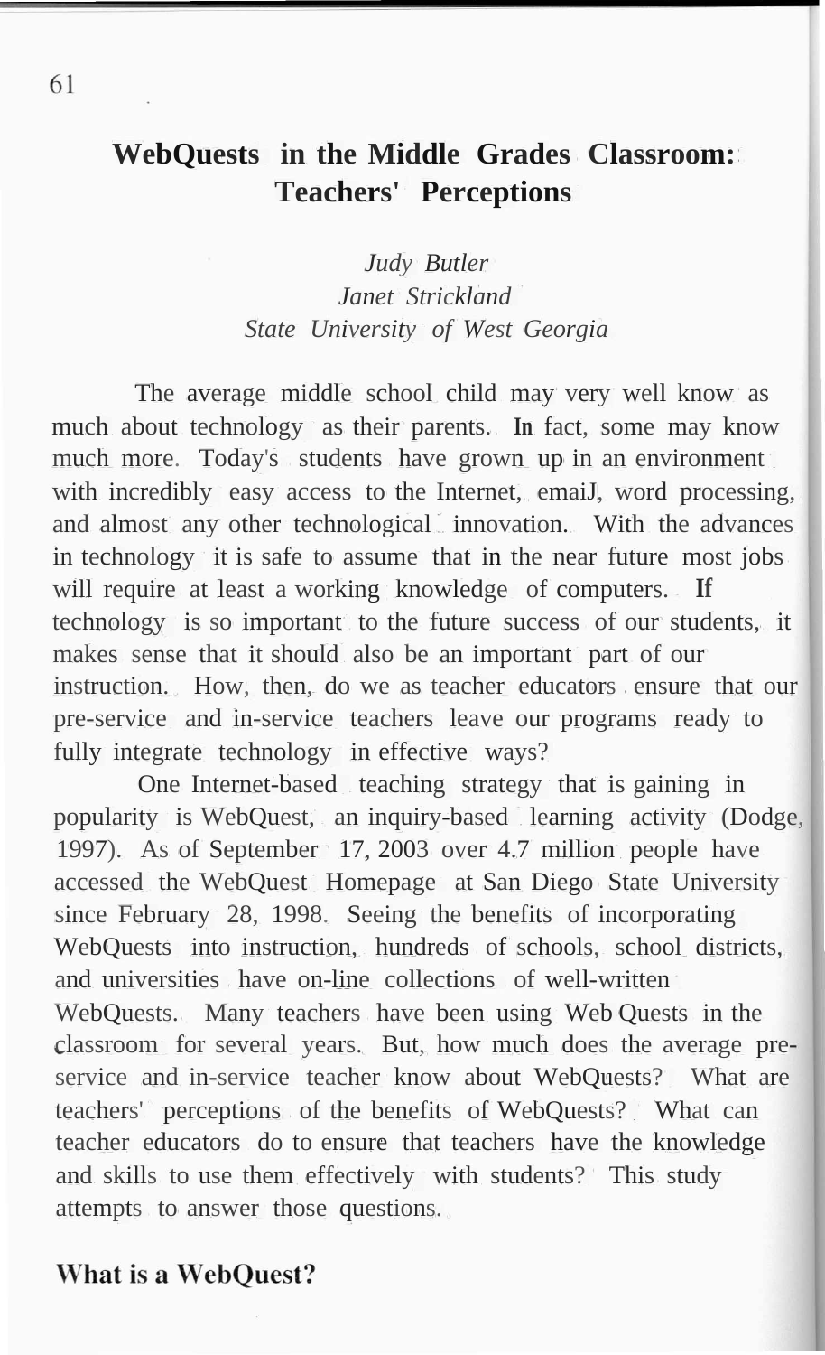# WebQuests in the Middle Grades Classroom: Teachers' Perceptions

*Judy Butler*
*Janet Strickland*
*State University of West Georgia*

The average middle school child may very well know as much about technology as their parents. In fact, some may know much more. Today's students have grown up in an environment with incredibly easy access to the Internet, emaiJ, word processing, and almost any other technological innovation. With the advances in technology it is safe to assume that in the near future most jobs will require at least a working knowledge of computers. If technology is so important to the future success of our students, it makes sense that it should also be an important part of our instruction. How, then, do we as teacher educators ensure that our pre-service and in-service teachers leave our programs ready to fully integrate technology in effective ways?

One Internet-based teaching strategy that is gaining in popularity is WebQuest, an inquiry-based learning activity (Dodge, 1997). As of September 17, 2003 over 4.7 million people have accessed the WebQuest Homepage at San Diego State University since February 28, 1998. Seeing the benefits of incorporating WebQuests into instruction, hundreds of schools, school districts, and universities have on-line collections of well-written WebQuests. Many teachers have been using Web Quests in the classroom for several years. But, how much does the average pre-service and in-service teacher know about WebQuests? What are teachers' perceptions of the benefits of WebQuests? What can teacher educators do to ensure that teachers have the knowledge and skills to use them effectively with students? This study attempts to answer those questions.

## What is a WebQuest?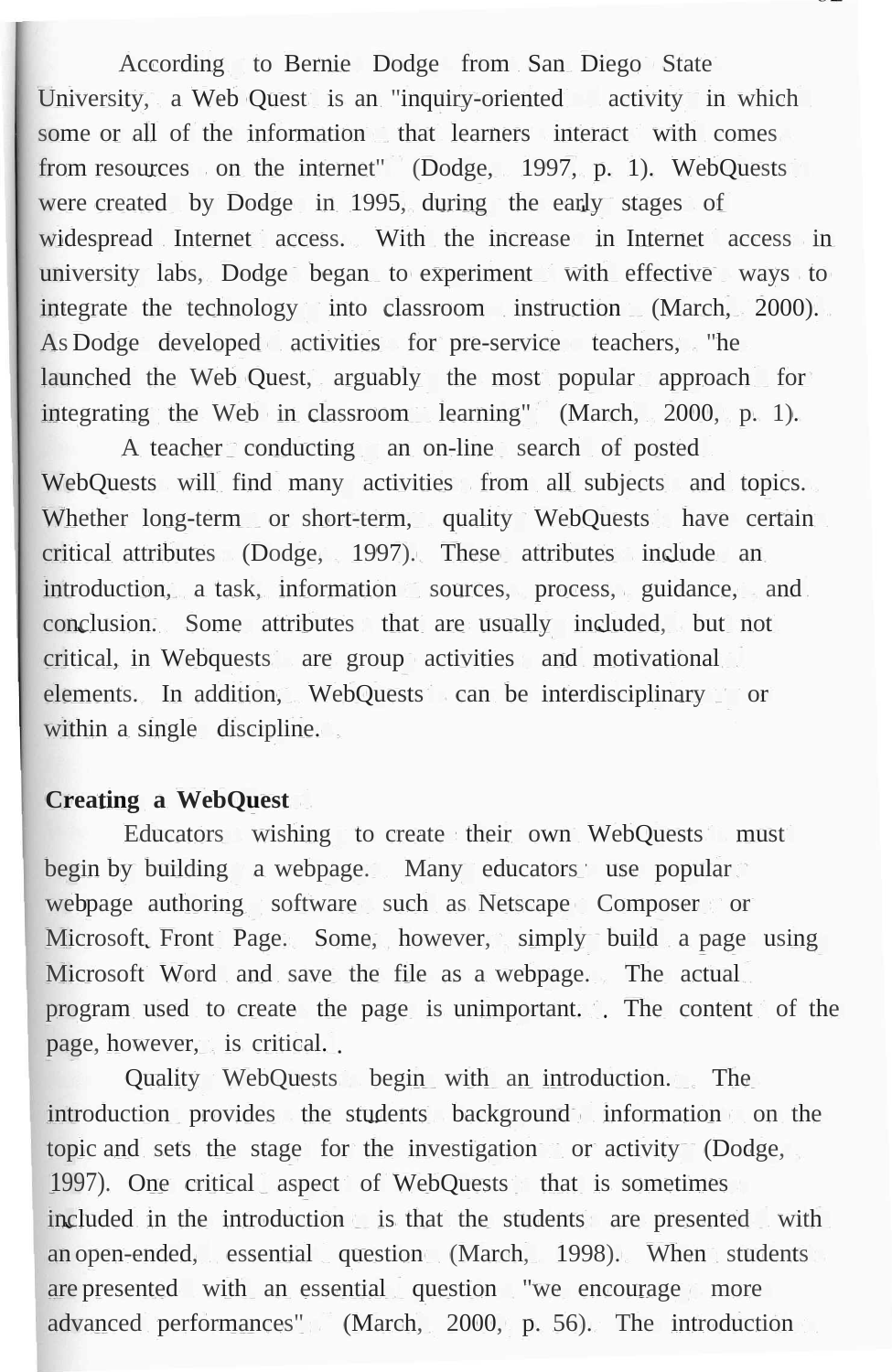According to Bernie Dodge from San Diego State University, a Web Quest is an "inquiry-oriented activity in which some or all of the information that learners interact with comes from resources on the internet" (Dodge, 1997, p. 1). WebQuests were created by Dodge in 1995, during the early stages of widespread Internet access. With the increase in Internet access in university labs, Dodge began to experiment with effective ways to integrate the technology into classroom instruction (March, 2000). As Dodge developed activities for pre-service teachers, "he launched the Web Quest, arguably the most popular approach for integrating the Web in classroom learning" (March, 2000, p. 1).

A teacher conducting an on-line search of posted WebQuests will find many activities from all subjects and topics. Whether long-term or short-term, quality WebQuests have certain critical attributes (Dodge, 1997). These attributes include an introduction, a task, information sources, process, guidance, and conclusion. Some attributes that are usually included, but not critical, in Webquests are group activities and motivational elements. In addition, WebQuests can be interdisciplinary or within a single discipline.

**Creating a WebQuest**

Educators wishing to create their own WebQuests must begin by building a webpage. Many educators use popular webpage authoring software such as Netscape Composer or Microsoft Front Page. Some, however, simply build a page using Microsoft Word and save the file as a webpage. The actual program used to create the page is unimportant. The content of the page, however, is critical.

Quality WebQuests begin with an introduction. The introduction provides the students background information on the topic and sets the stage for the investigation or activity (Dodge, 1997). One critical aspect of WebQuests that is sometimes included in the introduction is that the students are presented with an open-ended, essential question (March, 1998). When students are presented with an essential question "we encourage more advanced performances" (March, 2000, p. 56). The introduction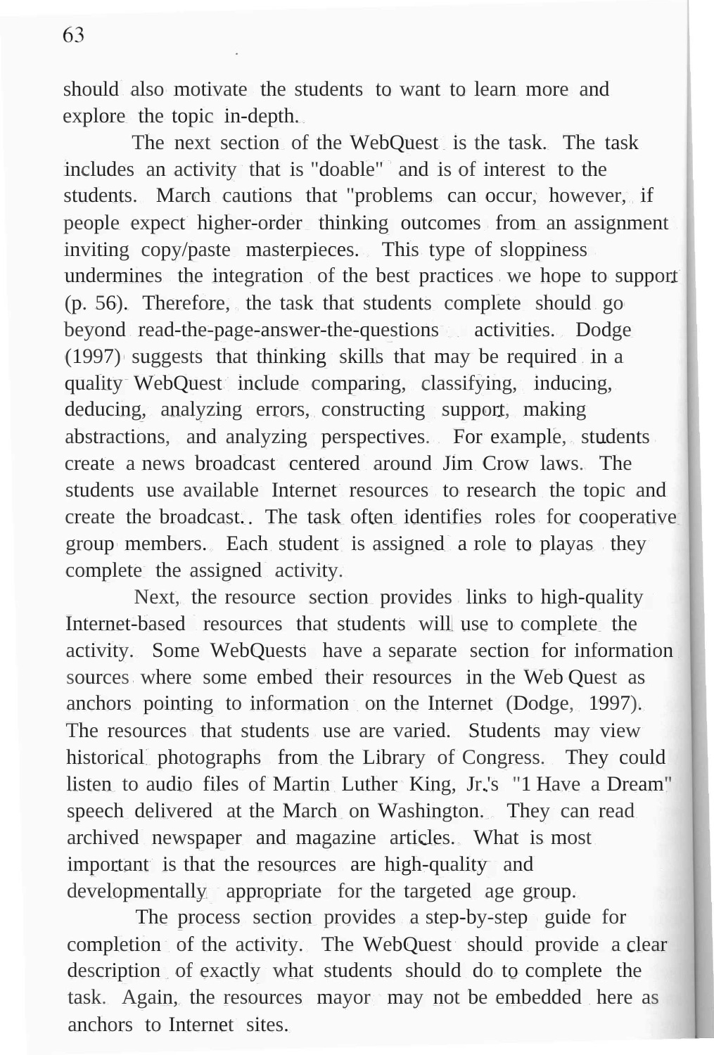should also motivate the students to want to learn more and explore the topic in-depth.

The next section of the WebQuest is the task. The task includes an activity that is "doable" and is of interest to the students. March cautions that "problems can occur, however, if people expect higher-order thinking outcomes from an assignment inviting copy/paste masterpieces. This type of sloppiness undermines the integration of the best practices we hope to support (p. 56). Therefore, the task that students complete should go beyond read-the-page-answer-the-questions activities. Dodge (1997) suggests that thinking skills that may be required in a quality WebQuest include comparing, classifying, inducing, deducing, analyzing errors, constructing support, making abstractions, and analyzing perspectives. For example, students create a news broadcast centered around Jim Crow laws. The students use available Internet resources to research the topic and create the broadcast.. The task often identifies roles for cooperative group members. Each student is assigned a role to playas they complete the assigned activity.

Next, the resource section provides links to high-quality Internet-based resources that students will use to complete the activity. Some WebQuests have a separate section for information sources where some embed their resources in the Web Quest as anchors pointing to information on the Internet (Dodge, 1997). The resources that students use are varied. Students may view historical photographs from the Library of Congress. They could listen to audio files of Martin Luther King, Jr.'s "1 Have a Dream" speech delivered at the March on Washington. They can read archived newspaper and magazine articles. What is most important is that the resources are high-quality and developmentally appropriate for the targeted age group.

The process section provides a step-by-step guide for completion of the activity. The WebQuest should provide a clear description of exactly what students should do to complete the task. Again, the resources mayor may not be embedded here as anchors to Internet sites.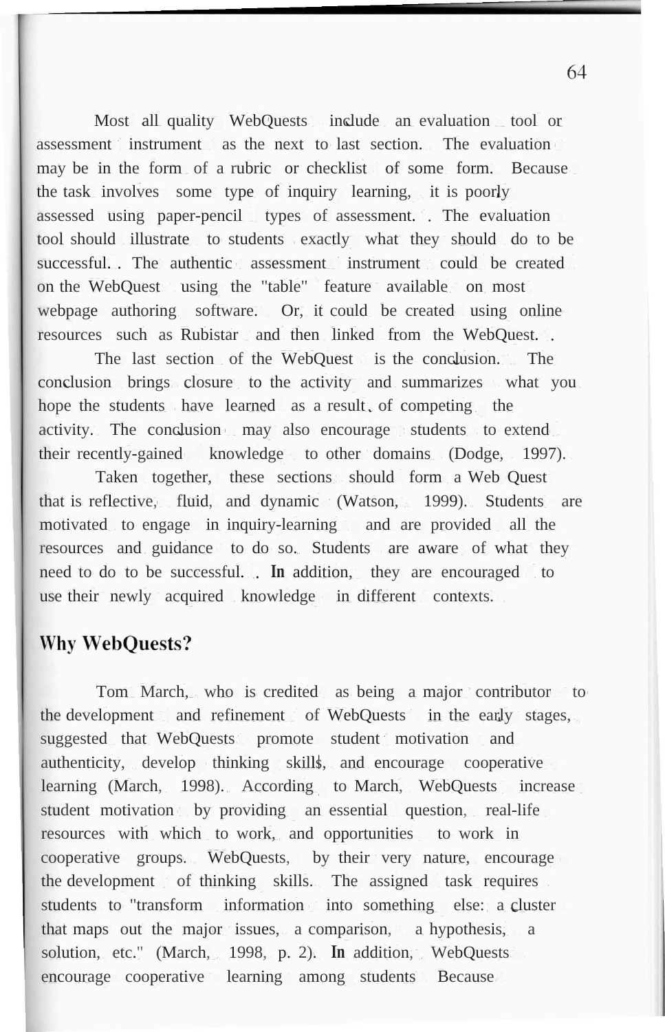Most all quality WebQuests include an evaluation tool or assessment instrument as the next to last section. The evaluation may be in the form of a rubric or checklist of some form. Because the task involves some type of inquiry learning, it is poorly assessed using paper-pencil types of assessment. . The evaluation tool should illustrate to students exactly what they should do to be successful. . The authentic assessment instrument could be created on the WebQuest using the "table" feature available on most webpage authoring software. Or, it could be created using online resources such as Rubistar and then linked from the WebQuest. .

The last section of the WebQuest is the conclusion. The conclusion brings closure to the activity and summarizes what you hope the students have learned as a result of competing the activity. The conclusion may also encourage students to extend their recently-gained knowledge to other domains (Dodge, 1997).

Taken together, these sections should form a Web Quest that is reflective, fluid, and dynamic (Watson, 1999). Students are motivated to engage in inquiry-learning and are provided all the resources and guidance to do so. Students are aware of what they need to do to be successful. . In addition, they are encouraged to use their newly acquired knowledge in different contexts.

## Why WebQuests?

Tom March, who is credited as being a major contributor to the development and refinement of WebQuests in the early stages, suggested that WebQuests promote student motivation and authenticity, develop thinking skills, and encourage cooperative learning (March, 1998). According to March, WebQuests increase student motivation by providing an essential question, real-life resources with which to work, and opportunities to work in cooperative groups. WebQuests, by their very nature, encourage the development of thinking skills. The assigned task requires students to "transform information into something else: a cluster that maps out the major issues, a comparison, a hypothesis, a solution, etc." (March, 1998, p. 2). In addition, WebQuests encourage cooperative learning among students Because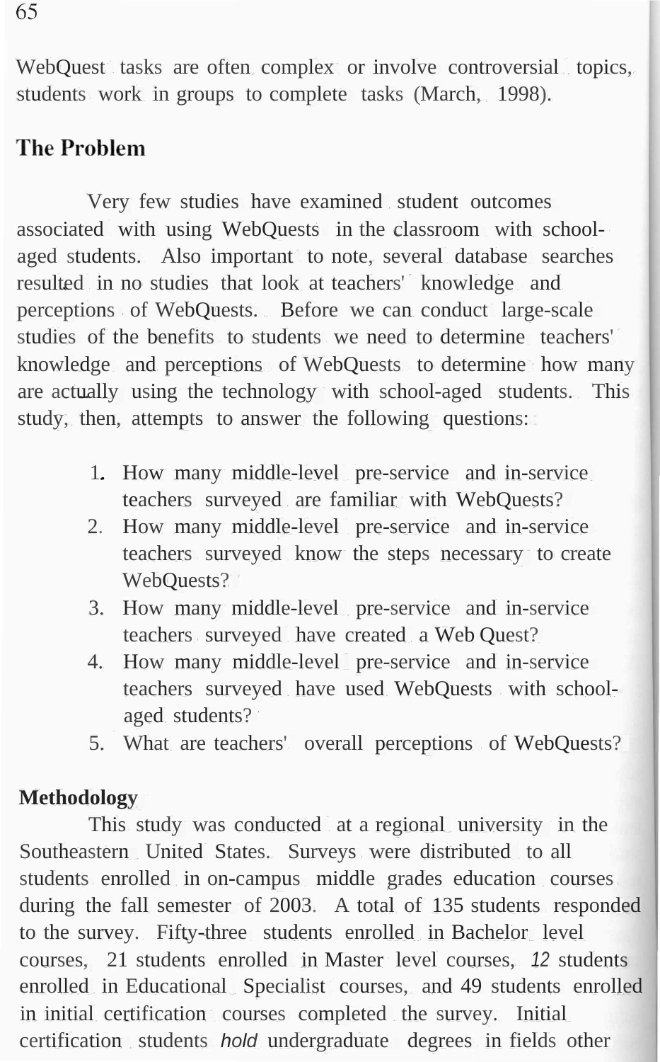WebQuest tasks are often complex or involve controversial topics, students work in groups to complete tasks (March, 1998).

## The Problem

Very few studies have examined student outcomes associated with using WebQuests in the classroom with school-aged students. Also important to note, several database searches resulted in no studies that look at teachers' knowledge and perceptions of WebQuests. Before we can conduct large-scale studies of the benefits to students we need to determine teachers' knowledge and perceptions of WebQuests to determine how many are actually using the technology with school-aged students. This study, then, attempts to answer the following questions:

1. How many middle-level pre-service and in-service teachers surveyed are familiar with WebQuests?
2. How many middle-level pre-service and in-service teachers surveyed know the steps necessary to create WebQuests?
3. How many middle-level pre-service and in-service teachers surveyed have created a Web Quest?
4. How many middle-level pre-service and in-service teachers surveyed have used WebQuests with school-aged students?
5. What are teachers' overall perceptions of WebQuests?

## Methodology

This study was conducted at a regional university in the Southeastern United States. Surveys were distributed to all students enrolled in on-campus middle grades education courses during the fall semester of 2003. A total of 135 students responded to the survey. Fifty-three students enrolled in Bachelor level courses, 21 students enrolled in Master level courses, *12* students enrolled in Educational Specialist courses, and 49 students enrolled in initial certification courses completed the survey. Initial certification students *hold* undergraduate degrees in fields other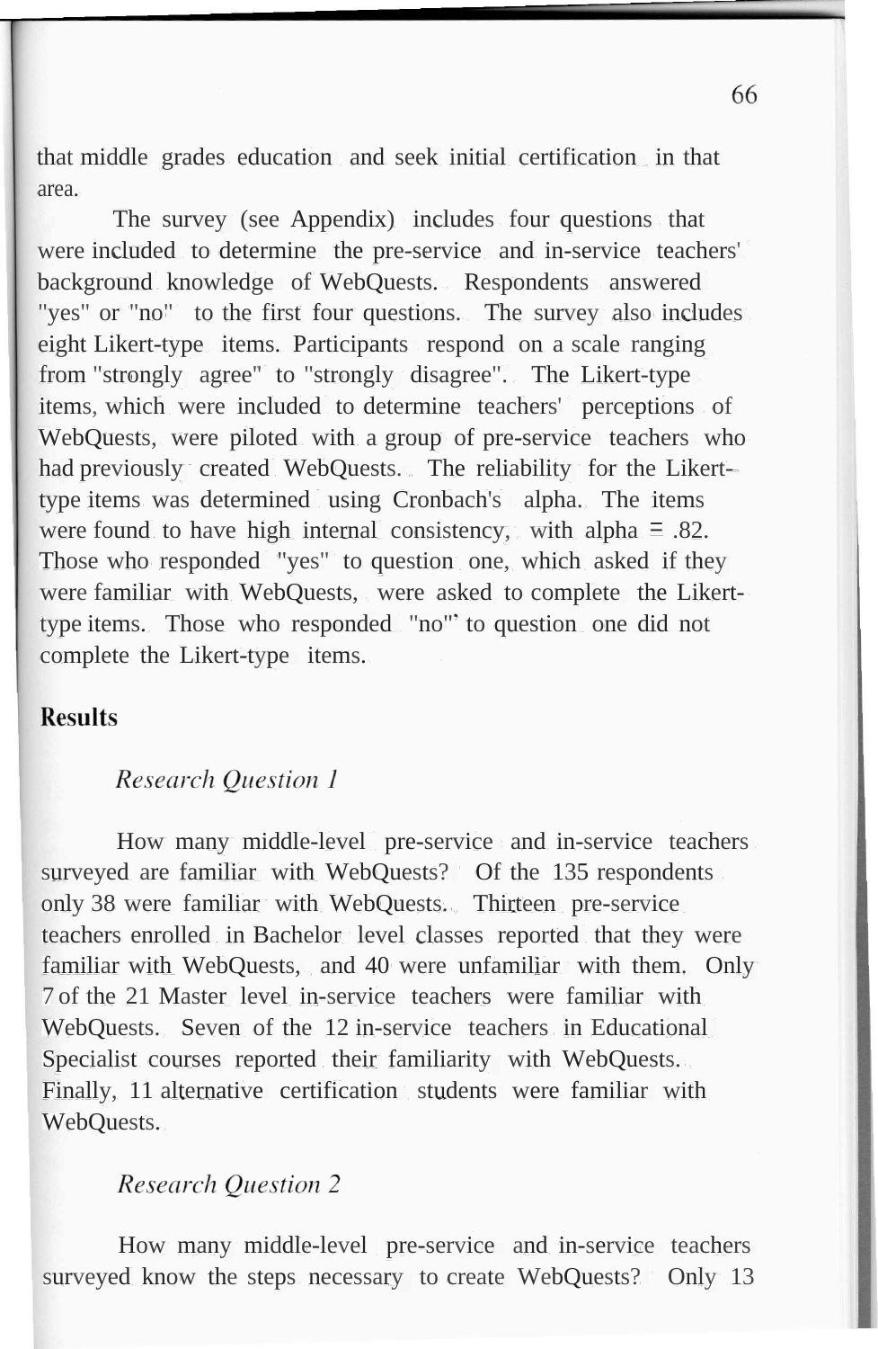that middle grades education and seek initial certification in that area.

The survey (see Appendix) includes four questions that were included to determine the pre-service and in-service teachers' background knowledge of WebQuests. Respondents answered "yes" or "no" to the first four questions. The survey also includes eight Likert-type items. Participants respond on a scale ranging from "strongly agree" to "strongly disagree". The Likert-type items, which were included to determine teachers' perceptions of WebQuests, were piloted with a group of pre-service teachers who had previously created WebQuests. The reliability for the Likert-type items was determined using Cronbach's alpha. The items were found to have high internal consistency, with alpha = .82. Those who responded "yes" to question one, which asked if they were familiar with WebQuests, were asked to complete the Likert-type items. Those who responded "no" to question one did not complete the Likert-type items.

## Results

### *Research Question 1*

How many middle-level pre-service and in-service teachers surveyed are familiar with WebQuests? Of the 135 respondents only 38 were familiar with WebQuests. Thirteen pre-service teachers enrolled in Bachelor level classes reported that they were familiar with WebQuests, and 40 were unfamiliar with them. Only 7 of the 21 Master level in-service teachers were familiar with WebQuests. Seven of the 12 in-service teachers in Educational Specialist courses reported their familiarity with WebQuests. Finally, 11 alternative certification students were familiar with WebQuests.

### *Research Question 2*

How many middle-level pre-service and in-service teachers surveyed know the steps necessary to create WebQuests? Only 13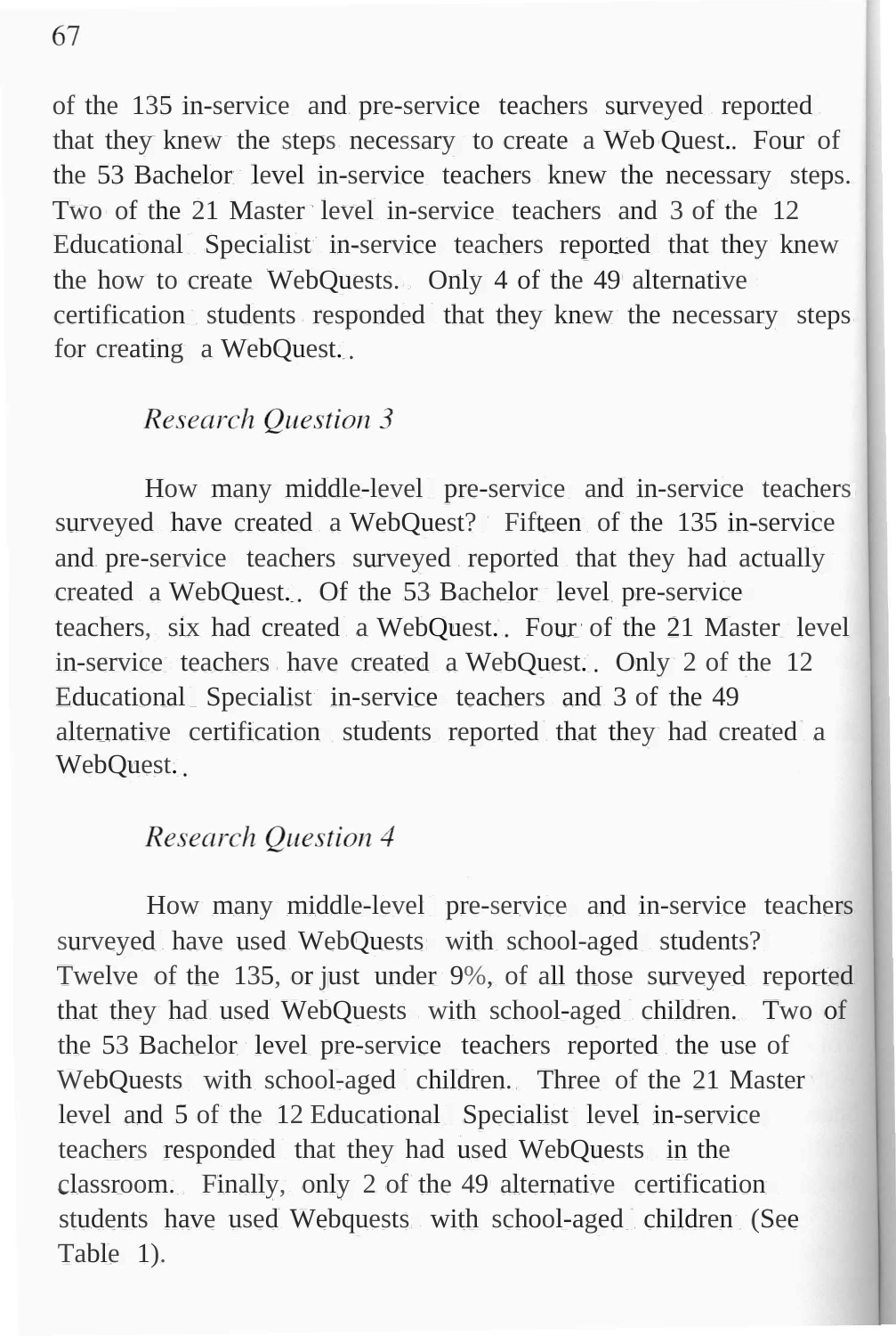of the 135 in-service and pre-service teachers surveyed reported that they knew the steps necessary to create a Web Quest.. Four of the 53 Bachelor level in-service teachers knew the necessary steps. Two of the 21 Master level in-service teachers and 3 of the 12 Educational Specialist in-service teachers reported that they knew the how to create WebQuests. Only 4 of the 49 alternative certification students responded that they knew the necessary steps for creating a WebQuest..

### *Research Question 3*

How many middle-level pre-service and in-service teachers surveyed have created a WebQuest? Fifteen of the 135 in-service and pre-service teachers surveyed reported that they had actually created a WebQuest.. Of the 53 Bachelor level pre-service teachers, six had created a WebQuest.. Four of the 21 Master level in-service teachers have created a WebQuest.. Only 2 of the 12 Educational Specialist in-service teachers and 3 of the 49 alternative certification students reported that they had created a WebQuest..

### *Research Question 4*

How many middle-level pre-service and in-service teachers surveyed have used WebQuests with school-aged students? Twelve of the 135, or just under 9%, of all those surveyed reported that they had used WebQuests with school-aged children. Two of the 53 Bachelor level pre-service teachers reported the use of WebQuests with school-aged children. Three of the 21 Master level and 5 of the 12 Educational Specialist level in-service teachers responded that they had used WebQuests in the classroom. Finally, only 2 of the 49 alternative certification students have used Webquests with school-aged children (See Table 1).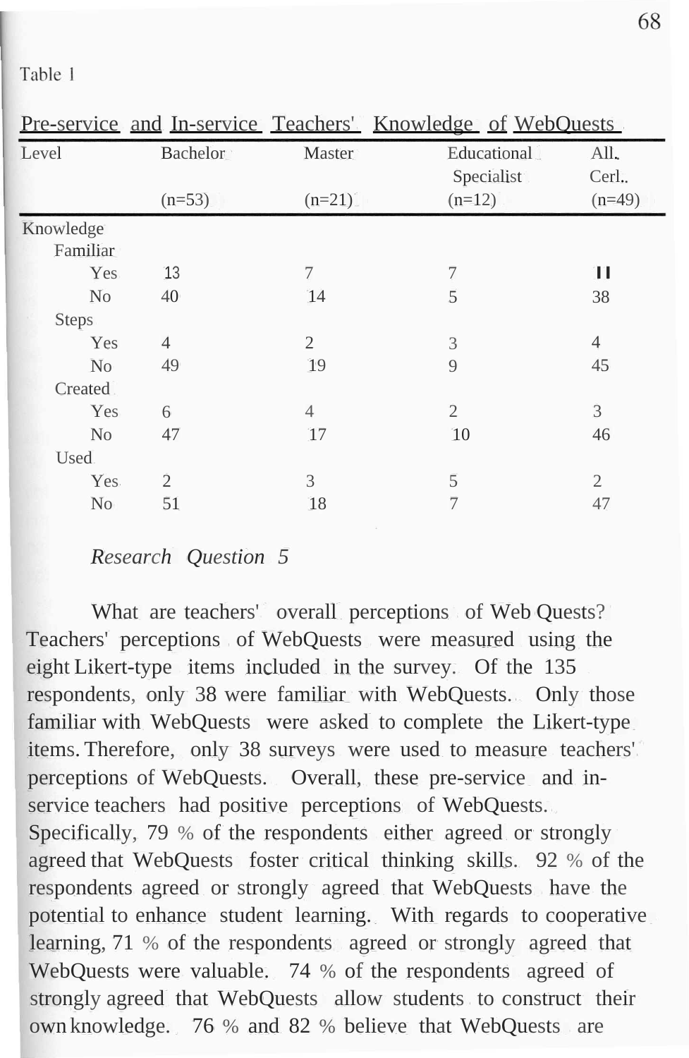Table 1

Pre-service and In-service Teachers' Knowledge of WebQuests

| Level | Bachelor (n=53) | Master (n=21) | Educational Specialist (n=12) | Alt. Cert. (n=49) |
|---|---|---|---|---|
| Knowledge | | | | |
| Familiar | | | | |
| Yes | 13 | 7 | 7 | 11 |
| No | 40 | 14 | 5 | 38 |
| Steps | | | | |
| Yes | 4 | 2 | 3 | 4 |
| No | 49 | 19 | 9 | 45 |
| Created | | | | |
| Yes | 6 | 4 | 2 | 3 |
| No | 47 | 17 | 10 | 46 |
| Used | | | | |
| Yes | 2 | 3 | 5 | 2 |
| No | 51 | 18 | 7 | 47 |

*Research Question 5*

What are teachers' overall perceptions of Web Quests? Teachers' perceptions of WebQuests were measured using the eight Likert-type items included in the survey. Of the 135 respondents, only 38 were familiar with WebQuests. Only those familiar with WebQuests were asked to complete the Likert-type items. Therefore, only 38 surveys were used to measure teachers' perceptions of WebQuests. Overall, these pre-service and in-service teachers had positive perceptions of WebQuests. Specifically, 79 % of the respondents either agreed or strongly agreed that WebQuests foster critical thinking skills. 92 % of the respondents agreed or strongly agreed that WebQuests have the potential to enhance student learning. With regards to cooperative learning, 71 % of the respondents agreed or strongly agreed that WebQuests were valuable. 74 % of the respondents agreed of strongly agreed that WebQuests allow students to construct their own knowledge. 76 % and 82 % believe that WebQuests are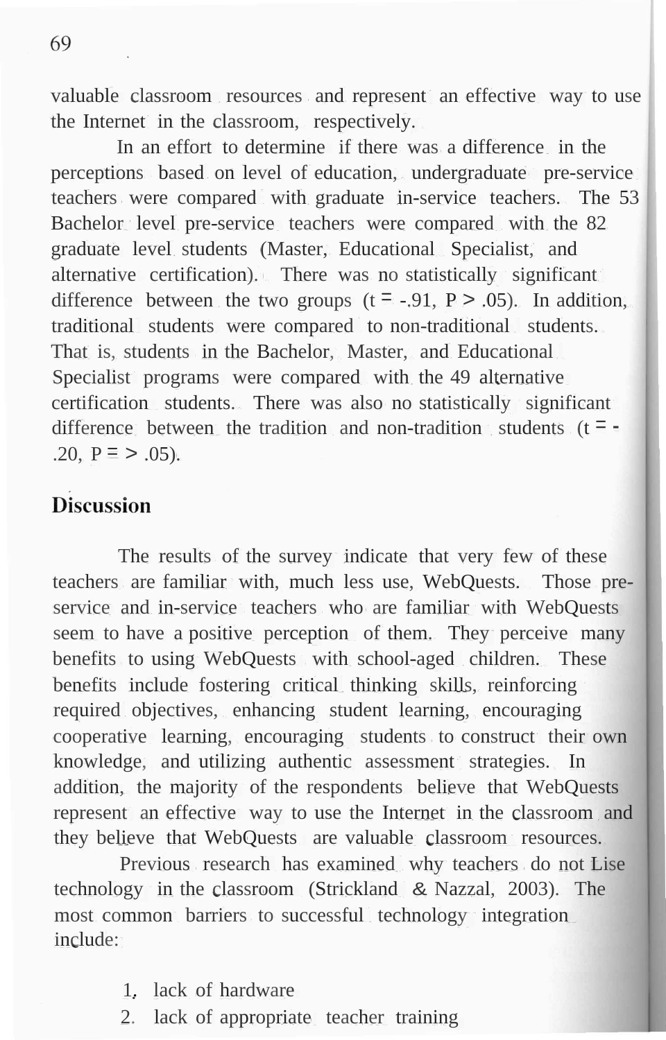valuable classroom resources and represent an effective way to use the Internet in the classroom, respectively.

In an effort to determine if there was a difference in the perceptions based on level of education, undergraduate pre-service teachers were compared with graduate in-service teachers. The 53 Bachelor level pre-service teachers were compared with the 82 graduate level students (Master, Educational Specialist, and alternative certification). There was no statistically significant difference between the two groups ($t = -.91$, $P > .05$). In addition, traditional students were compared to non-traditional students. That is, students in the Bachelor, Master, and Educational Specialist programs were compared with the 49 alternative certification students. There was also no statistically significant difference between the tradition and non-tradition students ($t = -.20$, $P = > .05$).

## Discussion

The results of the survey indicate that very few of these teachers are familiar with, much less use, WebQuests. Those pre-service and in-service teachers who are familiar with WebQuests seem to have a positive perception of them. They perceive many benefits to using WebQuests with school-aged children. These benefits include fostering critical thinking skills, reinforcing required objectives, enhancing student learning, encouraging cooperative learning, encouraging students to construct their own knowledge, and utilizing authentic assessment strategies. In addition, the majority of the respondents believe that WebQuests represent an effective way to use the Internet in the classroom and they believe that WebQuests are valuable classroom resources.

Previous research has examined why teachers do not Lise technology in the classroom (Strickland & Nazzal, 2003). The most common barriers to successful technology integration include:

1. lack of hardware
2. lack of appropriate teacher training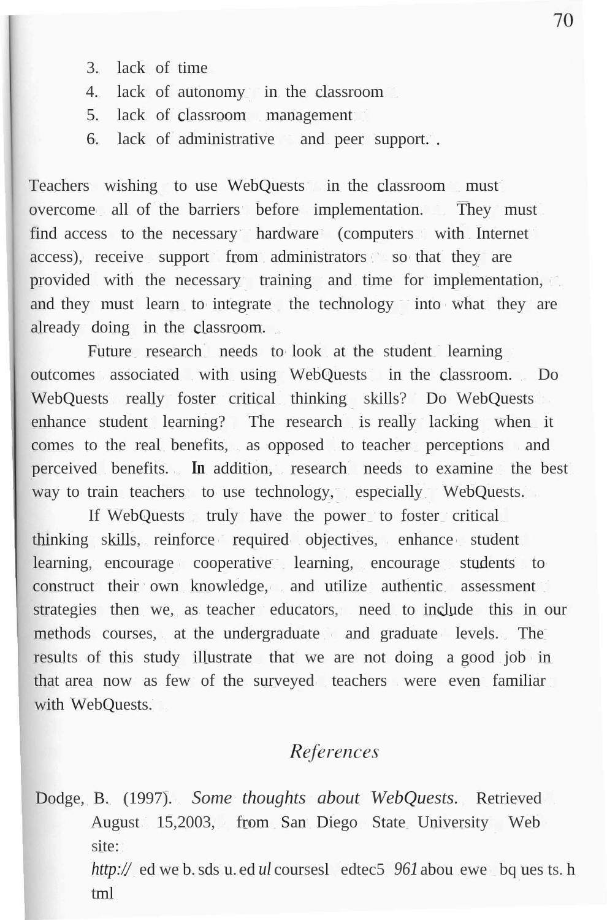3. lack of time
4. lack of autonomy in the classroom
5. lack of classroom management
6. lack of administrative and peer support.

Teachers wishing to use WebQuests in the classroom must overcome all of the barriers before implementation. They must find access to the necessary hardware (computers with Internet access), receive support from administrators so that they are provided with the necessary training and time for implementation, and they must learn to integrate the technology into what they are already doing in the classroom.

Future research needs to look at the student learning outcomes associated with using WebQuests in the classroom. Do WebQuests really foster critical thinking skills? Do WebQuests enhance student learning? The research is really lacking when it comes to the real benefits, as opposed to teacher perceptions and perceived benefits. In addition, research needs to examine the best way to train teachers to use technology, especially WebQuests.

If WebQuests truly have the power to foster critical thinking skills, reinforce required objectives, enhance student learning, encourage cooperative learning, encourage students to construct their own knowledge, and utilize authentic assessment strategies then we, as teacher educators, need to include this in our methods courses, at the undergraduate and graduate levels. The results of this study illustrate that we are not doing a good job in that area now as few of the surveyed teachers were even familiar with WebQuests.

## *References*

Dodge, B. (1997). *Some thoughts about WebQuests.* Retrieved August 15,2003, from San Diego State University Web site: *http://* edweb.sdsu.edu/courses/edtec596/about_webquests.html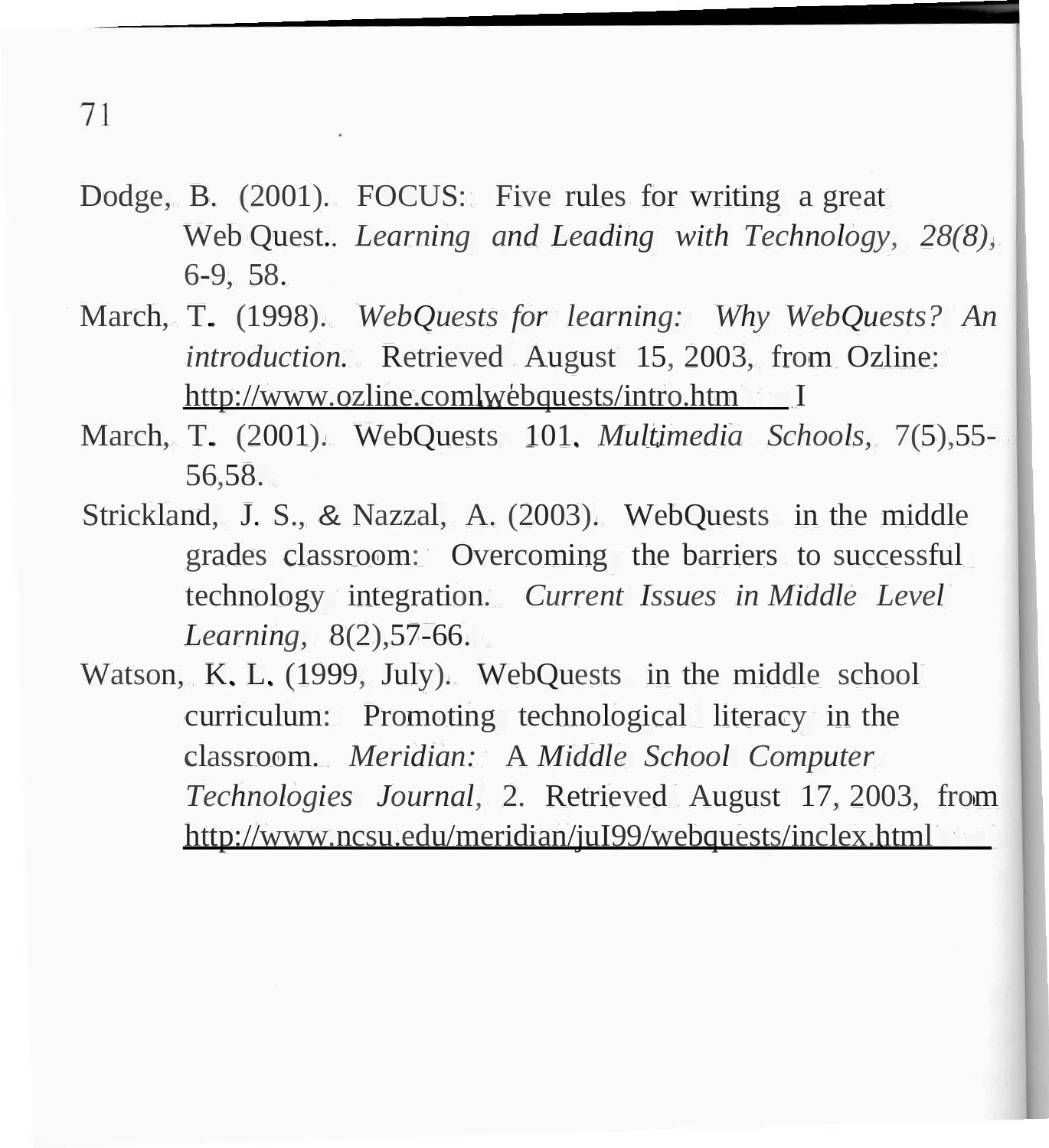Dodge, B. (2001). FOCUS: Five rules for writing a great Web Quest.. *Learning and Leading with Technology, 28(8),* 6-9, 58.

March, T. (1998). *WebQuests for learning: Why WebQuests? An introduction.* Retrieved August 15, 2003, from Ozline: http://www.ozline.coml.webquests/intro.htm I

March, T. (2001). WebQuests 101. *Multimedia Schools,* 7(5),55-56,58.

Strickland, J. S., & Nazzal, A. (2003). WebQuests in the middle grades classroom: Overcoming the barriers to successful technology integration. *Current Issues in Middle Level Learning,* 8(2),57-66.

Watson, K. L. (1999, July). WebQuests in the middle school curriculum: Promoting technological literacy in the classroom. *Meridian: A Middle School Computer Technologies Journal,* 2. Retrieved August 17, 2003, from http://www.ncsu.edu/meridian/juI99/webquests/inclex.html